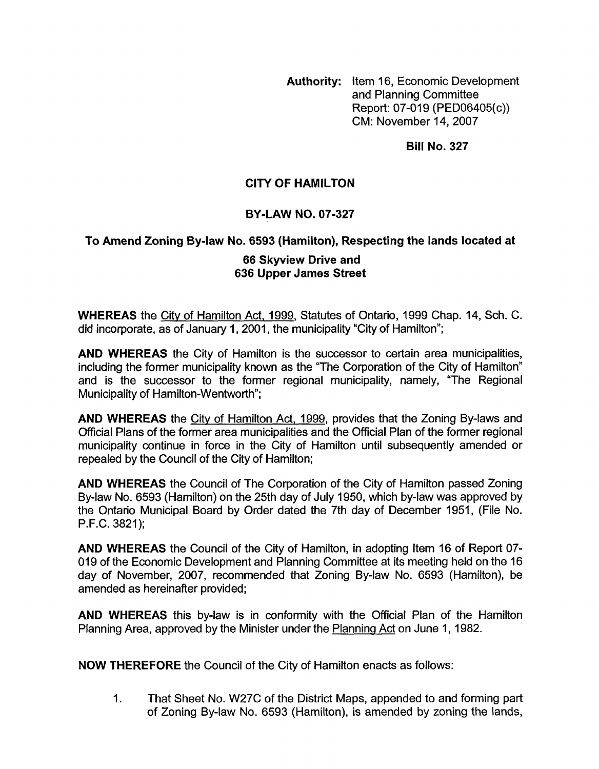**Authority:** Item 16, Economic Development and Planning Committee Report: 07-019 (PED06405(c)) CM: November 14, 2007

**Bill No. 327**

# CITY OF HAMILTON

## BY-LAW NO. 07-327

## To Amend Zoning By-law No. 6593 (Hamilton), Respecting the lands located at 66 Skyview Drive and 636 Upper James Street

**WHEREAS** the City of Hamilton Act, 1999, Statutes of Ontario, 1999 Chap. 14, Sch. C. did incorporate, as of January 1, 2001, the municipality "City of Hamilton";

**AND WHEREAS** the City of Hamilton is the successor to certain area municipalities, including the former municipality known as the "The Corporation of the City of Hamilton" and is the successor to the former regional municipality, namely, "The Regional Municipality of Hamilton-Wentworth";

**AND WHEREAS** the City of Hamilton Act, 1999, provides that the Zoning By-laws and Official Plans of the former area municipalities and the Official Plan of the former regional municipality continue in force in the City of Hamilton until subsequently amended or repealed by the Council of the City of Hamilton;

**AND WHEREAS** the Council of The Corporation of the City of Hamilton passed Zoning By-law No. 6593 (Hamilton) on the 25th day of July 1950, which by-law was approved by the Ontario Municipal Board by Order dated the 7th day of December 1951, (File No. P.F.C. 3821);

**AND WHEREAS** the Council of the City of Hamilton, in adopting Item 16 of Report 07-019 of the Economic Development and Planning Committee at its meeting held on the 16 day of November, 2007, recommended that Zoning By-law No. 6593 (Hamilton), be amended as hereinafter provided;

**AND WHEREAS** this by-law is in conformity with the Official Plan of the Hamilton Planning Area, approved by the Minister under the Planning Act on June 1, 1982.

**NOW THEREFORE** the Council of the City of Hamilton enacts as follows:

1. That Sheet No. W27C of the District Maps, appended to and forming part of Zoning By-law No. 6593 (Hamilton), is amended by zoning the lands,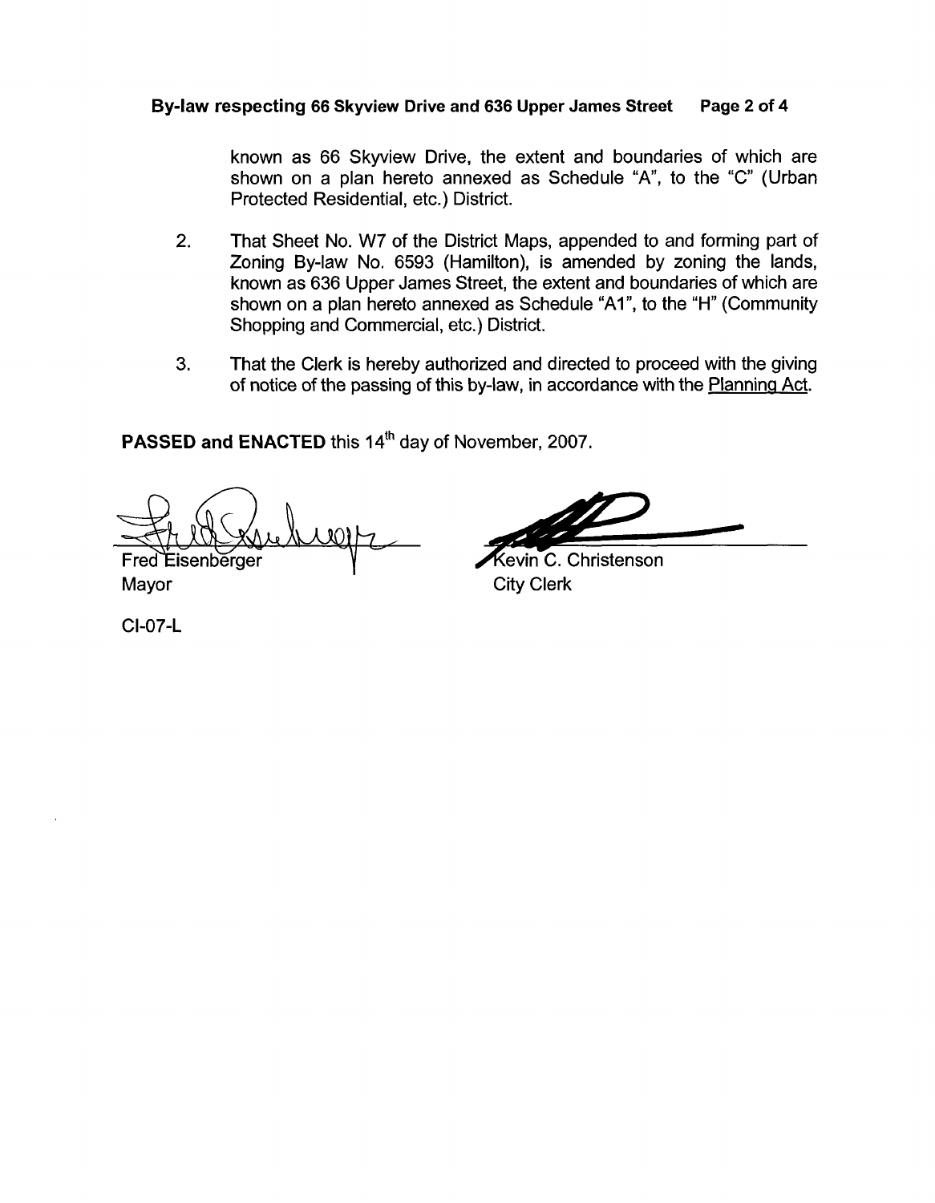known as 66 Skyview Drive, the extent and boundaries of which are shown on a plan hereto annexed as Schedule "A", to the "C" (Urban Protected Residential, etc.) District.

2. That Sheet No. W7 of the District Maps, appended to and forming part of Zoning By-law No. 6593 (Hamilton), is amended by zoning the lands, known as 636 Upper James Street, the extent and boundaries of which are shown on a plan hereto annexed as Schedule "A1", to the "H" (Community Shopping and Commercial, etc.) District.

3. That the Clerk is hereby authorized and directed to proceed with the giving of notice of the passing of this by-law, in accordance with the Planning Act.

**PASSED and ENACTED** this 14th day of November, 2007.

Fred Eisenberger
Mayor

Kevin C. Christenson
City Clerk

CI-07-L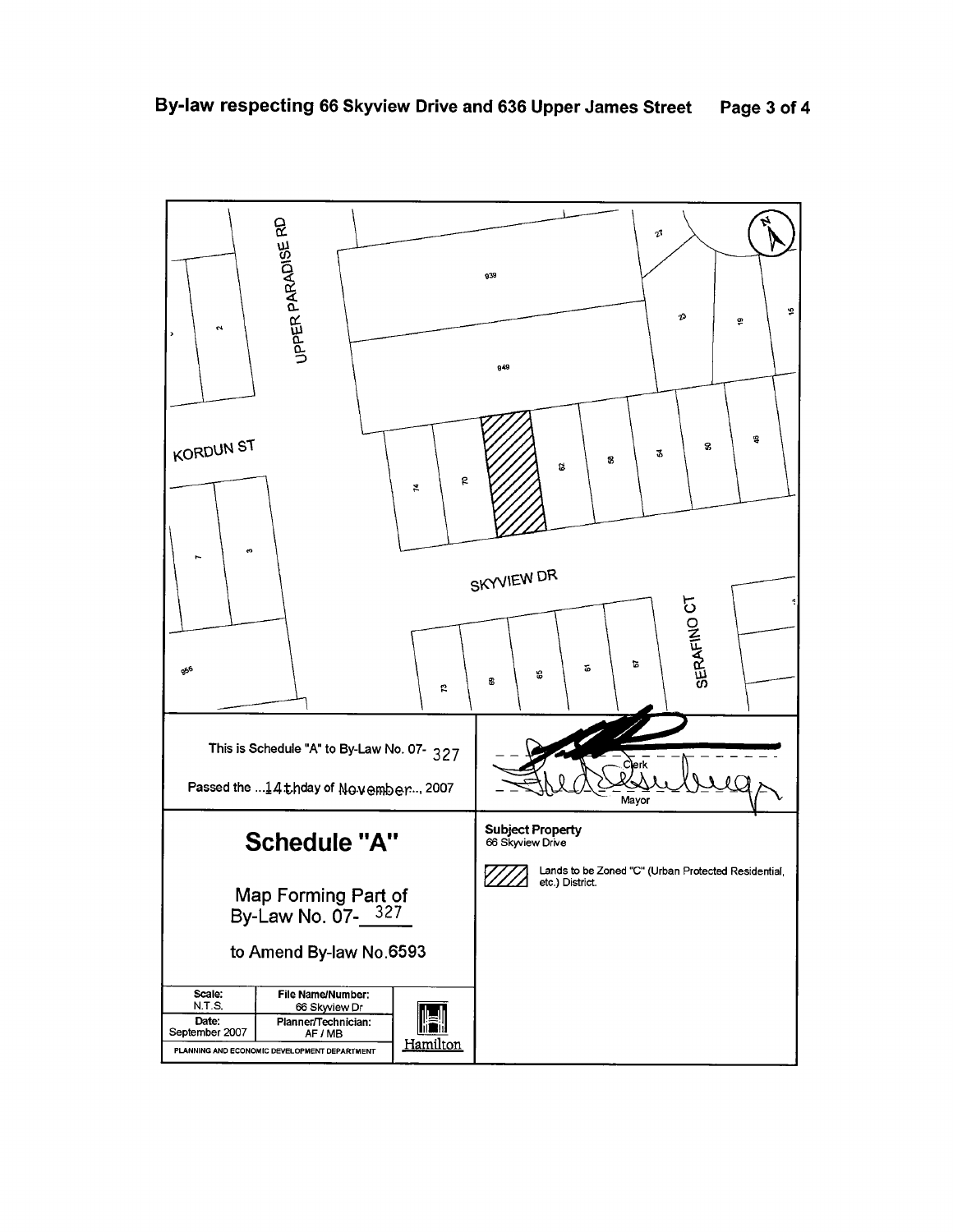UPPER PARADISE RD

KORDUN ST

SKYVIEW DR

SERAFINO CT

This is Schedule "A" to By-Law No. 07- 327

Passed the ...14thday of November.., 2007

Clerk

Mayor

## Schedule "A"

Map Forming Part of
By-Law No. 07- 327

to Amend By-law No.6593

| Scale: | File Name/Number: |
|---|---|
| N.T.S. | 66 Skyview Dr |
| **Date:** | **Planner/Technician:** |
| September 2007 | AF / MB |

PLANNING AND ECONOMIC DEVELOPMENT DEPARTMENT

Hamilton

**Subject Property**
66 Skyview Drive

Lands to be Zoned "C" (Urban Protected Residential, etc.) District.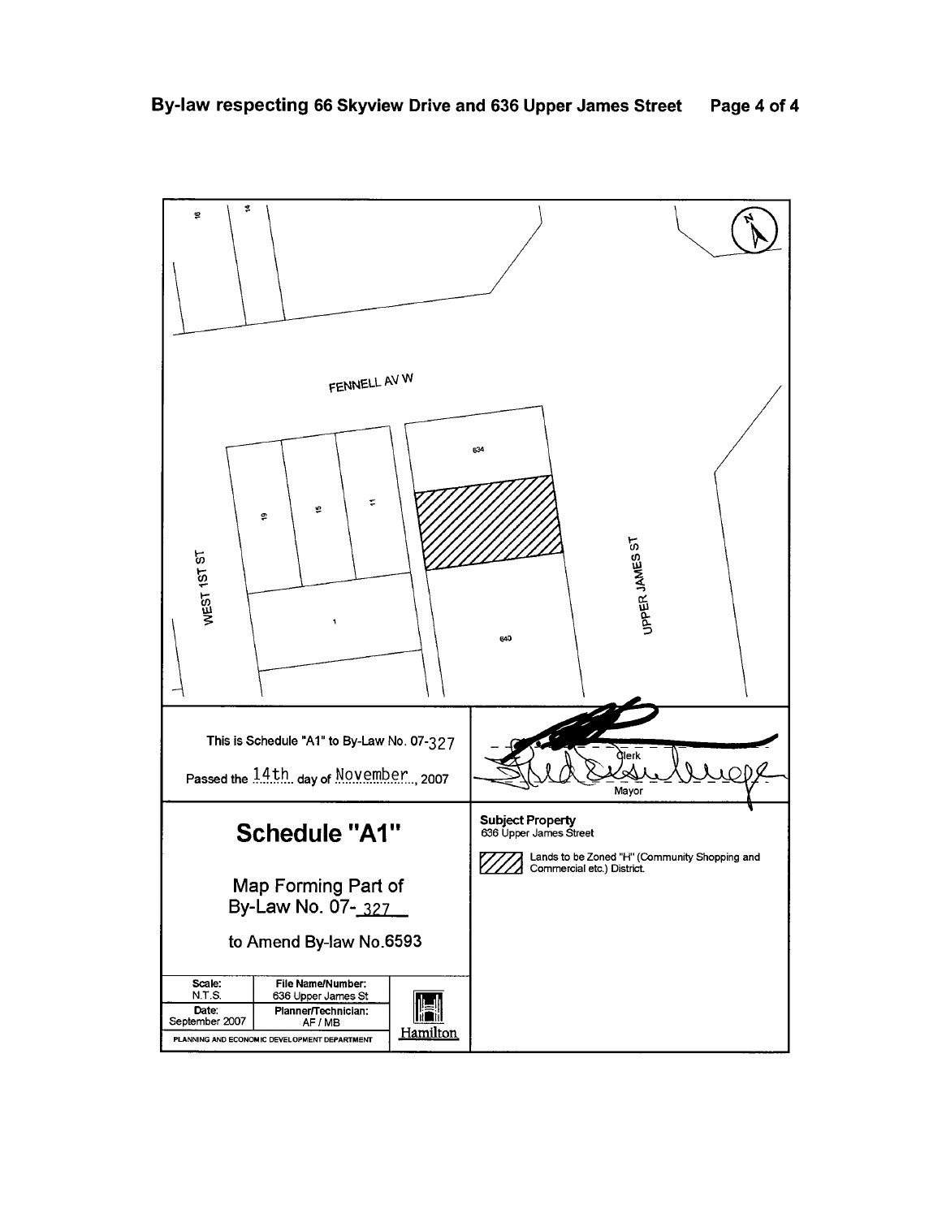FENNELL AV W

WEST 1ST ST

UPPER JAMES ST

18

14

19

15

11

1

634

640

This is Schedule "A1" to By-Law No. 07-327

Passed the 14th day of November, 2007

Clerk

Mayor

## Schedule "A1"

Map Forming Part of
By-Law No. 07-327

to Amend By-law No.6593

| Scale: | File Name/Number: |
|---|---|
| N.T.S. | 636 Upper James St |
| Date: | Planner/Technician: |
| September 2007 | AF / MB |

PLANNING AND ECONOMIC DEVELOPMENT DEPARTMENT

Hamilton

**Subject Property**
636 Upper James Street

Lands to be Zoned "H" (Community Shopping and Commercial etc.) District.